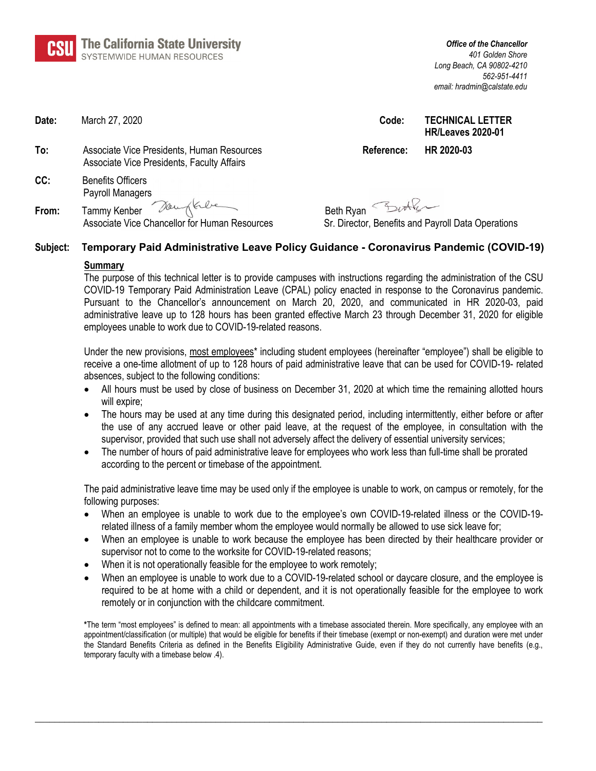**The California State University**
SYSTEMWIDE HUMAN RESOURCES

*Office of the Chancellor*
*401 Golden Shore*
*Long Beach, CA 90802-4210*
*562-951-4411*
*email: hradmin@calstate.edu*

**Date:** March 27, 2020

**Code:** **TECHNICAL LETTER HR/Leaves 2020-01**

**To:** Associate Vice Presidents, Human Resources
Associate Vice Presidents, Faculty Affairs

**Reference:** **HR 2020-03**

**CC:** Benefits Officers
Payroll Managers

**From:** Tammy Kenber
Associate Vice Chancellor for Human Resources

Beth Ryan
Sr. Director, Benefits and Payroll Data Operations

**Subject: Temporary Paid Administrative Leave Policy Guidance - Coronavirus Pandemic (COVID-19)**

**Summary**

The purpose of this technical letter is to provide campuses with instructions regarding the administration of the CSU COVID-19 Temporary Paid Administration Leave (CPAL) policy enacted in response to the Coronavirus pandemic. Pursuant to the Chancellor's announcement on March 20, 2020, and communicated in HR 2020-03, paid administrative leave up to 128 hours has been granted effective March 23 through December 31, 2020 for eligible employees unable to work due to COVID-19-related reasons.

Under the new provisions, most employees* including student employees (hereinafter "employee") shall be eligible to receive a one-time allotment of up to 128 hours of paid administrative leave that can be used for COVID-19- related absences, subject to the following conditions:

- All hours must be used by close of business on December 31, 2020 at which time the remaining allotted hours will expire;
- The hours may be used at any time during this designated period, including intermittently, either before or after the use of any accrued leave or other paid leave, at the request of the employee, in consultation with the supervisor, provided that such use shall not adversely affect the delivery of essential university services;
- The number of hours of paid administrative leave for employees who work less than full-time shall be prorated according to the percent or timebase of the appointment.

The paid administrative leave time may be used only if the employee is unable to work, on campus or remotely, for the following purposes:

- When an employee is unable to work due to the employee's own COVID-19-related illness or the COVID-19-related illness of a family member whom the employee would normally be allowed to use sick leave for;
- When an employee is unable to work because the employee has been directed by their healthcare provider or supervisor not to come to the worksite for COVID-19-related reasons;
- When it is not operationally feasible for the employee to work remotely;
- When an employee is unable to work due to a COVID-19-related school or daycare closure, and the employee is required to be at home with a child or dependent, and it is not operationally feasible for the employee to work remotely or in conjunction with the childcare commitment.

***The term "most employees" is defined to mean: all appointments with a timebase associated therein. More specifically, any employee with an appointment/classification (or multiple) that would be eligible for benefits if their timebase (exempt or non-exempt) and duration were met under the Standard Benefits Criteria as defined in the Benefits Eligibility Administrative Guide, even if they do not currently have benefits (e.g., temporary faculty with a timebase below .4).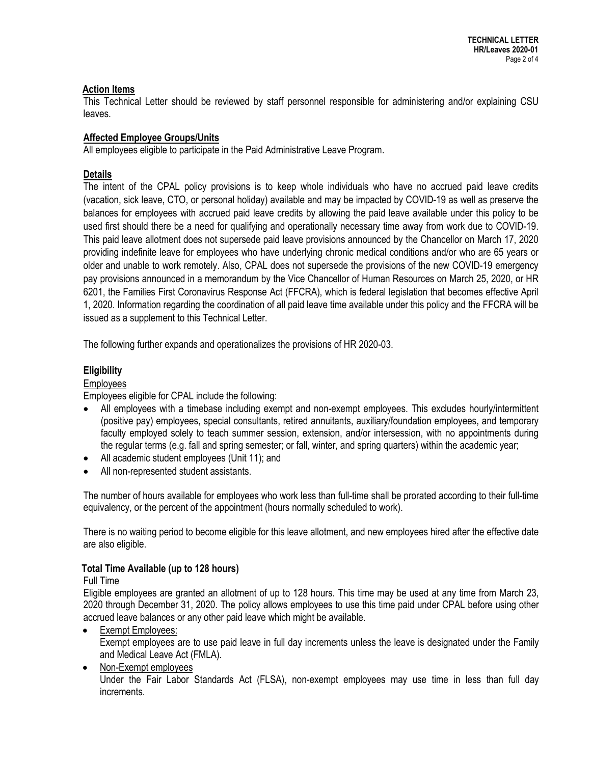## Action Items

This Technical Letter should be reviewed by staff personnel responsible for administering and/or explaining CSU leaves.

## Affected Employee Groups/Units

All employees eligible to participate in the Paid Administrative Leave Program.

## Details

The intent of the CPAL policy provisions is to keep whole individuals who have no accrued paid leave credits (vacation, sick leave, CTO, or personal holiday) available and may be impacted by COVID-19 as well as preserve the balances for employees with accrued paid leave credits by allowing the paid leave available under this policy to be used first should there be a need for qualifying and operationally necessary time away from work due to COVID-19. This paid leave allotment does not supersede paid leave provisions announced by the Chancellor on March 17, 2020 providing indefinite leave for employees who have underlying chronic medical conditions and/or who are 65 years or older and unable to work remotely. Also, CPAL does not supersede the provisions of the new COVID-19 emergency pay provisions announced in a memorandum by the Vice Chancellor of Human Resources on March 25, 2020, or HR 6201, the Families First Coronavirus Response Act (FFCRA), which is federal legislation that becomes effective April 1, 2020. Information regarding the coordination of all paid leave time available under this policy and the FFCRA will be issued as a supplement to this Technical Letter.

The following further expands and operationalizes the provisions of HR 2020-03.

### Eligibility

Employees

Employees eligible for CPAL include the following:

- All employees with a timebase including exempt and non-exempt employees. This excludes hourly/intermittent (positive pay) employees, special consultants, retired annuitants, auxiliary/foundation employees, and temporary faculty employed solely to teach summer session, extension, and/or intersession, with no appointments during the regular terms (e.g. fall and spring semester; or fall, winter, and spring quarters) within the academic year;
- All academic student employees (Unit 11); and
- All non-represented student assistants.

The number of hours available for employees who work less than full-time shall be prorated according to their full-time equivalency, or the percent of the appointment (hours normally scheduled to work).

There is no waiting period to become eligible for this leave allotment, and new employees hired after the effective date are also eligible.

### Total Time Available (up to 128 hours)

Full Time

Eligible employees are granted an allotment of up to 128 hours. This time may be used at any time from March 23, 2020 through December 31, 2020. The policy allows employees to use this time paid under CPAL before using other accrued leave balances or any other paid leave which might be available.

- Exempt Employees:
  Exempt employees are to use paid leave in full day increments unless the leave is designated under the Family and Medical Leave Act (FMLA).
- Non-Exempt employees
  Under the Fair Labor Standards Act (FLSA), non-exempt employees may use time in less than full day increments.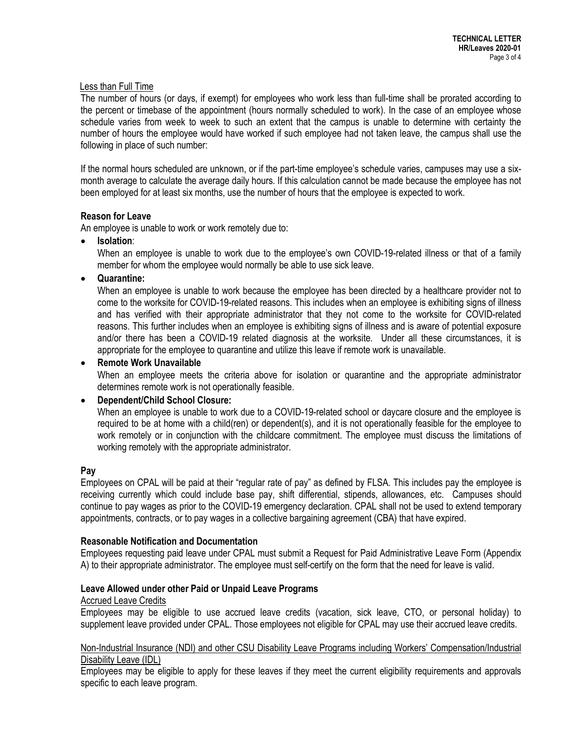Less than Full Time

The number of hours (or days, if exempt) for employees who work less than full-time shall be prorated according to the percent or timebase of the appointment (hours normally scheduled to work). In the case of an employee whose schedule varies from week to week to such an extent that the campus is unable to determine with certainty the number of hours the employee would have worked if such employee had not taken leave, the campus shall use the following in place of such number:

If the normal hours scheduled are unknown, or if the part-time employee's schedule varies, campuses may use a six-month average to calculate the average daily hours. If this calculation cannot be made because the employee has not been employed for at least six months, use the number of hours that the employee is expected to work.

**Reason for Leave**

An employee is unable to work or work remotely due to:

- **Isolation**:
  When an employee is unable to work due to the employee's own COVID-19-related illness or that of a family member for whom the employee would normally be able to use sick leave.
- **Quarantine:**
  When an employee is unable to work because the employee has been directed by a healthcare provider not to come to the worksite for COVID-19-related reasons. This includes when an employee is exhibiting signs of illness and has verified with their appropriate administrator that they not come to the worksite for COVID-related reasons. This further includes when an employee is exhibiting signs of illness and is aware of potential exposure and/or there has been a COVID-19 related diagnosis at the worksite. Under all these circumstances, it is appropriate for the employee to quarantine and utilize this leave if remote work is unavailable.
- **Remote Work Unavailable**
  When an employee meets the criteria above for isolation or quarantine and the appropriate administrator determines remote work is not operationally feasible.
- **Dependent/Child School Closure:**
  When an employee is unable to work due to a COVID-19-related school or daycare closure and the employee is required to be at home with a child(ren) or dependent(s), and it is not operationally feasible for the employee to work remotely or in conjunction with the childcare commitment. The employee must discuss the limitations of working remotely with the appropriate administrator.

**Pay**

Employees on CPAL will be paid at their "regular rate of pay" as defined by FLSA. This includes pay the employee is receiving currently which could include base pay, shift differential, stipends, allowances, etc. Campuses should continue to pay wages as prior to the COVID-19 emergency declaration. CPAL shall not be used to extend temporary appointments, contracts, or to pay wages in a collective bargaining agreement (CBA) that have expired.

**Reasonable Notification and Documentation**

Employees requesting paid leave under CPAL must submit a Request for Paid Administrative Leave Form (Appendix A) to their appropriate administrator. The employee must self-certify on the form that the need for leave is valid.

**Leave Allowed under other Paid or Unpaid Leave Programs**

Accrued Leave Credits

Employees may be eligible to use accrued leave credits (vacation, sick leave, CTO, or personal holiday) to supplement leave provided under CPAL. Those employees not eligible for CPAL may use their accrued leave credits.

Non-Industrial Insurance (NDI) and other CSU Disability Leave Programs including Workers' Compensation/Industrial Disability Leave (IDL)

Employees may be eligible to apply for these leaves if they meet the current eligibility requirements and approvals specific to each leave program.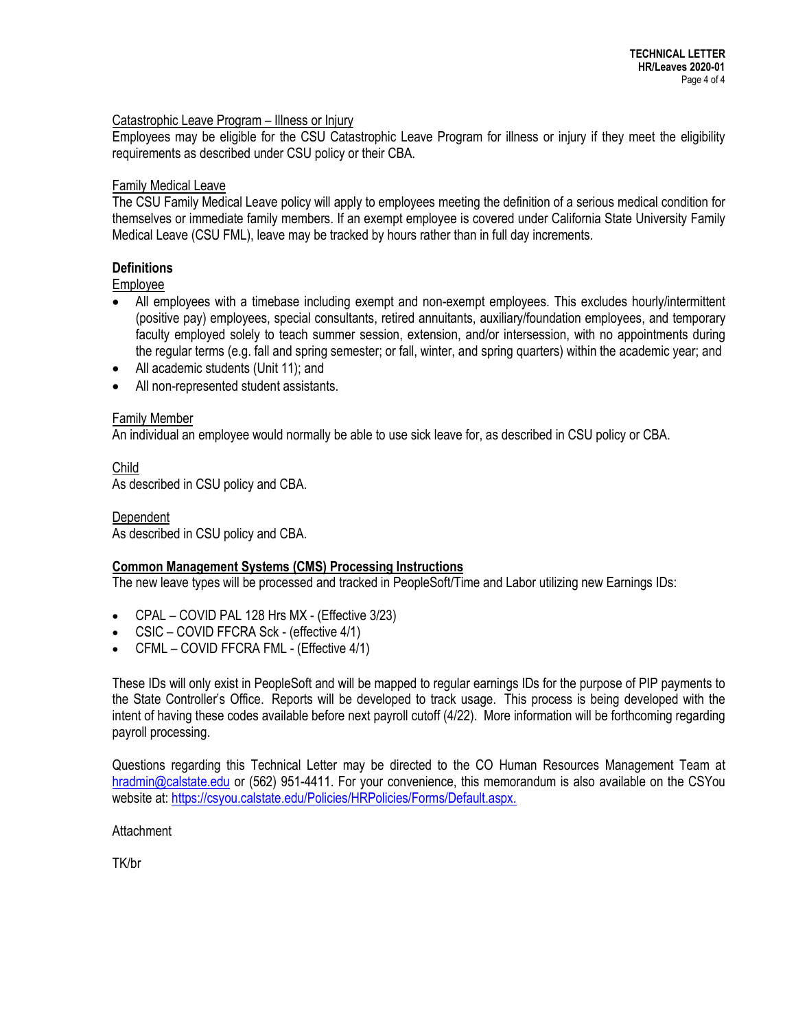Catastrophic Leave Program – Illness or Injury

Employees may be eligible for the CSU Catastrophic Leave Program for illness or injury if they meet the eligibility requirements as described under CSU policy or their CBA.

Family Medical Leave

The CSU Family Medical Leave policy will apply to employees meeting the definition of a serious medical condition for themselves or immediate family members. If an exempt employee is covered under California State University Family Medical Leave (CSU FML), leave may be tracked by hours rather than in full day increments.

## Definitions

Employee

- All employees with a timebase including exempt and non-exempt employees. This excludes hourly/intermittent (positive pay) employees, special consultants, retired annuitants, auxiliary/foundation employees, and temporary faculty employed solely to teach summer session, extension, and/or intersession, with no appointments during the regular terms (e.g. fall and spring semester; or fall, winter, and spring quarters) within the academic year; and
- All academic students (Unit 11); and
- All non-represented student assistants.

Family Member

An individual an employee would normally be able to use sick leave for, as described in CSU policy or CBA.

Child

As described in CSU policy and CBA.

Dependent

As described in CSU policy and CBA.

**Common Management Systems (CMS) Processing Instructions**

The new leave types will be processed and tracked in PeopleSoft/Time and Labor utilizing new Earnings IDs:

- CPAL – COVID PAL 128 Hrs MX - (Effective 3/23)
- CSIC – COVID FFCRA Sck - (effective 4/1)
- CFML – COVID FFCRA FML - (Effective 4/1)

These IDs will only exist in PeopleSoft and will be mapped to regular earnings IDs for the purpose of PIP payments to the State Controller's Office. Reports will be developed to track usage. This process is being developed with the intent of having these codes available before next payroll cutoff (4/22). More information will be forthcoming regarding payroll processing.

Questions regarding this Technical Letter may be directed to the CO Human Resources Management Team at hradmin@calstate.edu or (562) 951-4411. For your convenience, this memorandum is also available on the CSYou website at: https://csyou.calstate.edu/Policies/HRPolicies/Forms/Default.aspx.

Attachment

TK/br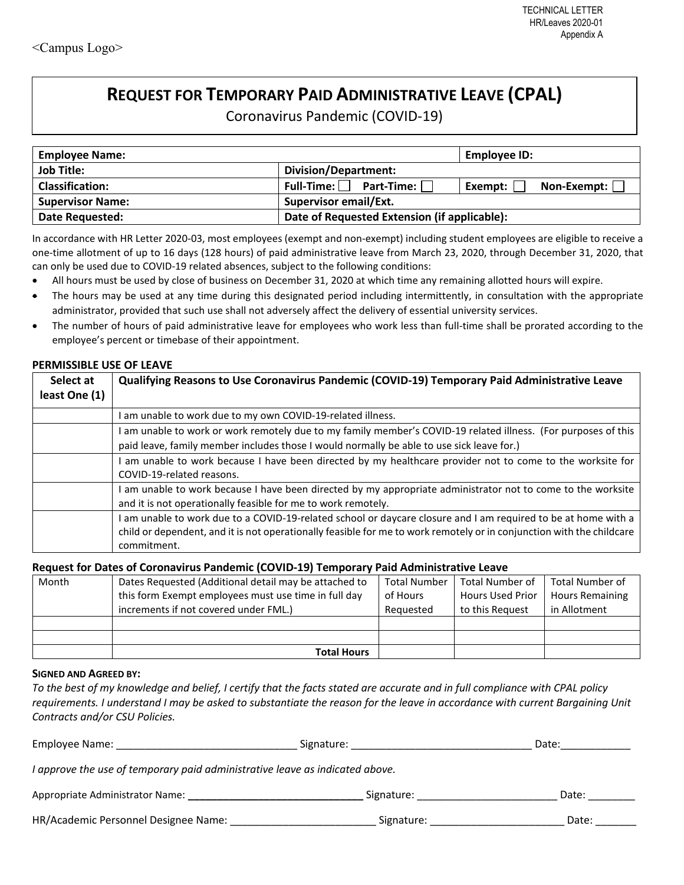TECHNICAL LETTER
HR/Leaves 2020-01
Appendix A

<Campus Logo>

# REQUEST FOR TEMPORARY PAID ADMINISTRATIVE LEAVE (CPAL)

Coronavirus Pandemic (COVID-19)

| **Employee Name:** | | **Employee ID:** |
|---|---|---|
| **Job Title:** | **Division/Department:** | |
| **Classification:** | **Full-Time:** ☐ **Part-Time:** ☐ | **Exempt:** ☐ **Non-Exempt:** ☐ |
| **Supervisor Name:** | **Supervisor email/Ext.** | |
| **Date Requested:** | **Date of Requested Extension (if applicable):** | |

In accordance with HR Letter 2020-03, most employees (exempt and non-exempt) including student employees are eligible to receive a one-time allotment of up to 16 days (128 hours) of paid administrative leave from March 23, 2020, through December 31, 2020, that can only be used due to COVID-19 related absences, subject to the following conditions:

- All hours must be used by close of business on December 31, 2020 at which time any remaining allotted hours will expire.
- The hours may be used at any time during this designated period including intermittently, in consultation with the appropriate administrator, provided that such use shall not adversely affect the delivery of essential university services.
- The number of hours of paid administrative leave for employees who work less than full-time shall be prorated according to the employee's percent or timebase of their appointment.

**PERMISSIBLE USE OF LEAVE**

| Select at least One (1) | Qualifying Reasons to Use Coronavirus Pandemic (COVID-19) Temporary Paid Administrative Leave |
|---|---|
| | I am unable to work due to my own COVID-19-related illness. |
| | I am unable to work or work remotely due to my family member's COVID-19 related illness. (For purposes of this paid leave, family member includes those I would normally be able to use sick leave for.) |
| | I am unable to work because I have been directed by my healthcare provider not to come to the worksite for COVID-19-related reasons. |
| | I am unable to work because I have been directed by my appropriate administrator not to come to the worksite and it is not operationally feasible for me to work remotely. |
| | I am unable to work due to a COVID-19-related school or daycare closure and I am required to be at home with a child or dependent, and it is not operationally feasible for me to work remotely or in conjunction with the childcare commitment. |

**Request for Dates of Coronavirus Pandemic (COVID-19) Temporary Paid Administrative Leave**

| Month | Dates Requested (Additional detail may be attached to this form Exempt employees must use time in full day increments if not covered under FML.) | Total Number of Hours Requested | Total Number of Hours Used Prior to this Request | Total Number of Hours Remaining in Allotment |
|---|---|---|---|---|
| | | | | |
| | | | | |
| | **Total Hours** | | | |

**SIGNED AND AGREED BY:**

*To the best of my knowledge and belief, I certify that the facts stated are accurate and in full compliance with CPAL policy requirements. I understand I may be asked to substantiate the reason for the leave in accordance with current Bargaining Unit Contracts and/or CSU Policies.*

Employee Name: ______________________________ Signature: ______________________________ Date:____________

*I approve the use of temporary paid administrative leave as indicated above.*

Appropriate Administrator Name: ______________________________ Signature: ________________________ Date: ________

HR/Academic Personnel Designee Name: _________________________ Signature: _______________________ Date: _______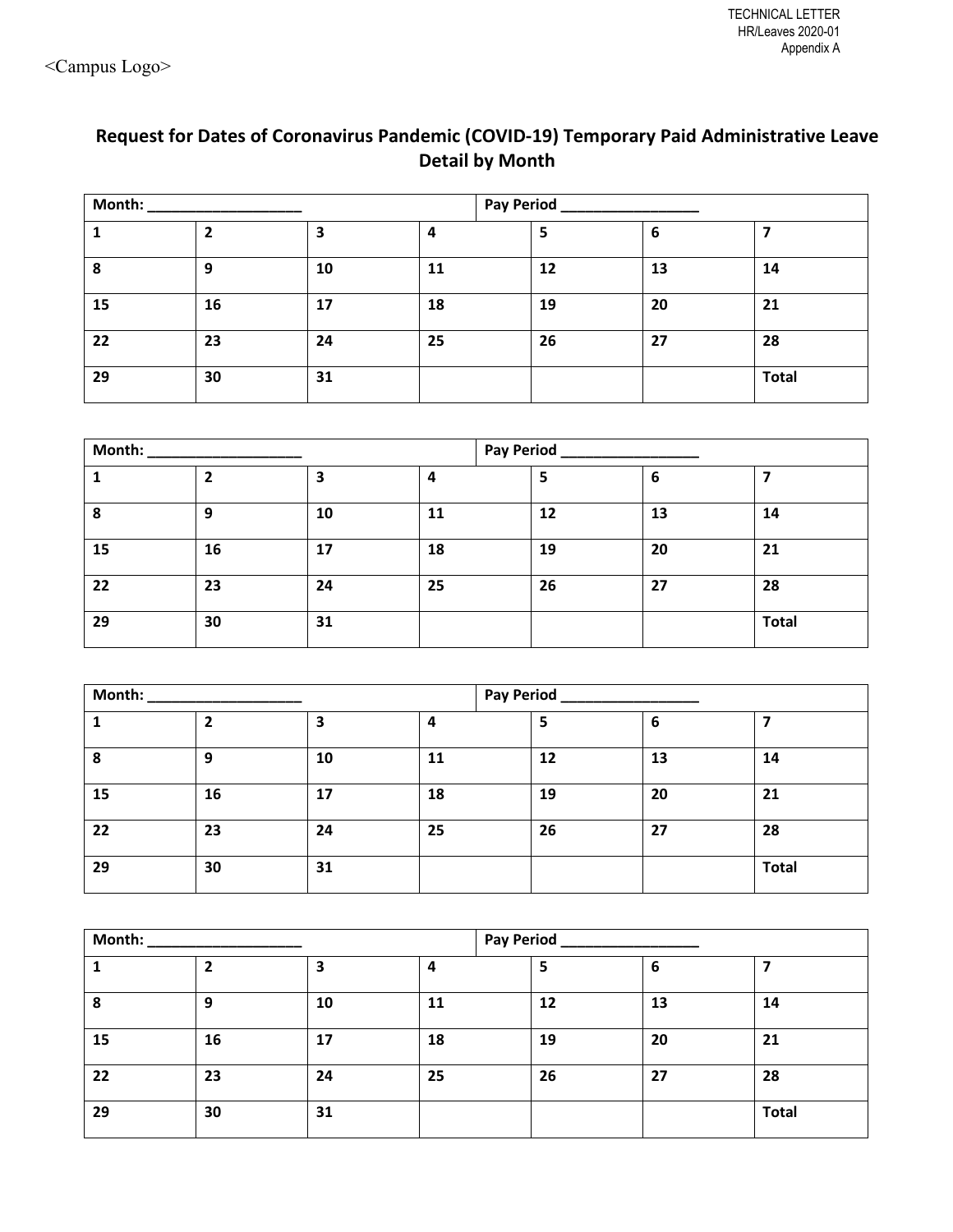TECHNICAL LETTER
HR/Leaves 2020-01
Appendix A

<Campus Logo>

## Request for Dates of Coronavirus Pandemic (COVID-19) Temporary Paid Administrative Leave Detail by Month

| Month: ___________________ | | | | Pay Period _________________ | | |
|---|---|---|---|---|---|---|
| 1 | 2 | 3 | 4 | 5 | 6 | 7 |
| 8 | 9 | 10 | 11 | 12 | 13 | 14 |
| 15 | 16 | 17 | 18 | 19 | 20 | 21 |
| 22 | 23 | 24 | 25 | 26 | 27 | 28 |
| 29 | 30 | 31 | | | | Total |

| Month: ___________________ | | | | Pay Period _________________ | | |
|---|---|---|---|---|---|---|
| 1 | 2 | 3 | 4 | 5 | 6 | 7 |
| 8 | 9 | 10 | 11 | 12 | 13 | 14 |
| 15 | 16 | 17 | 18 | 19 | 20 | 21 |
| 22 | 23 | 24 | 25 | 26 | 27 | 28 |
| 29 | 30 | 31 | | | | Total |

| Month: ___________________ | | | | Pay Period _________________ | | |
|---|---|---|---|---|---|---|
| 1 | 2 | 3 | 4 | 5 | 6 | 7 |
| 8 | 9 | 10 | 11 | 12 | 13 | 14 |
| 15 | 16 | 17 | 18 | 19 | 20 | 21 |
| 22 | 23 | 24 | 25 | 26 | 27 | 28 |
| 29 | 30 | 31 | | | | Total |

| Month: ___________________ | | | | Pay Period _________________ | | |
|---|---|---|---|---|---|---|
| 1 | 2 | 3 | 4 | 5 | 6 | 7 |
| 8 | 9 | 10 | 11 | 12 | 13 | 14 |
| 15 | 16 | 17 | 18 | 19 | 20 | 21 |
| 22 | 23 | 24 | 25 | 26 | 27 | 28 |
| 29 | 30 | 31 | | | | Total |